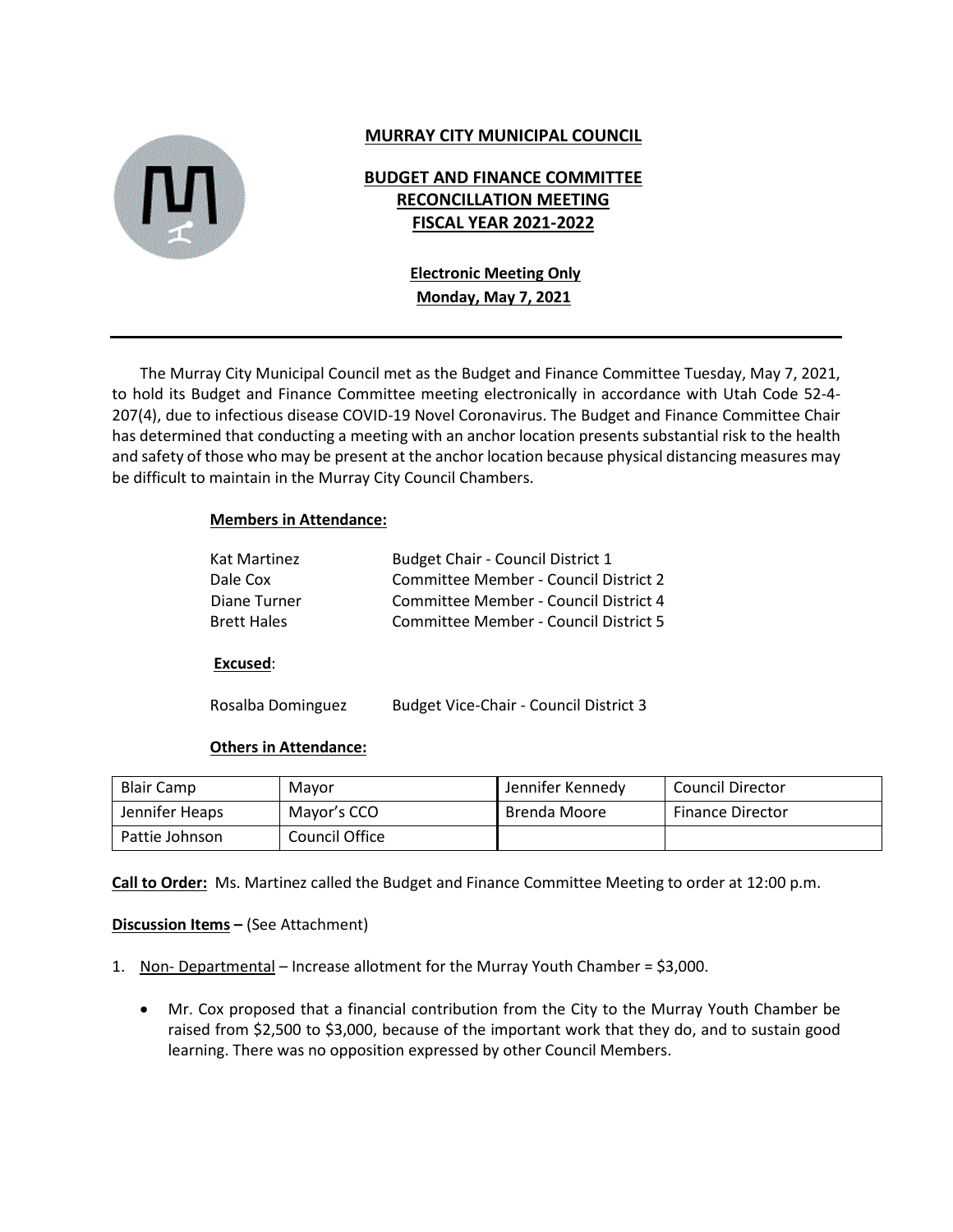# MURRAY CITY MUNICIPAL COUNCIL

## BUDGET AND FINANCE COMMITTEE RECONCILLATION MEETING FISCAL YEAR 2021-2022

**Electronic Meeting Only**
**Monday, May 7, 2021**

---

The Murray City Municipal Council met as the Budget and Finance Committee Tuesday, May 7, 2021, to hold its Budget and Finance Committee meeting electronically in accordance with Utah Code 52-4-207(4), due to infectious disease COVID-19 Novel Coronavirus. The Budget and Finance Committee Chair has determined that conducting a meeting with an anchor location presents substantial risk to the health and safety of those who may be present at the anchor location because physical distancing measures may be difficult to maintain in the Murray City Council Chambers.

**Members in Attendance:**

| | |
|---|---|
| Kat Martinez | Budget Chair - Council District 1 |
| Dale Cox | Committee Member - Council District 2 |
| Diane Turner | Committee Member - Council District 4 |
| Brett Hales | Committee Member - Council District 5 |

**Excused**:

| | |
|---|---|
| Rosalba Dominguez | Budget Vice-Chair - Council District 3 |

**Others in Attendance:**

| | | | |
|---|---|---|---|
| Blair Camp | Mayor | Jennifer Kennedy | Council Director |
| Jennifer Heaps | Mayor's CCO | Brenda Moore | Finance Director |
| Pattie Johnson | Council Office | | |

**Call to Order:** Ms. Martinez called the Budget and Finance Committee Meeting to order at 12:00 p.m.

**Discussion Items –** (See Attachment)

1. Non- Departmental – Increase allotment for the Murray Youth Chamber = $3,000.

   - Mr. Cox proposed that a financial contribution from the City to the Murray Youth Chamber be raised from $2,500 to $3,000, because of the important work that they do, and to sustain good learning. There was no opposition expressed by other Council Members.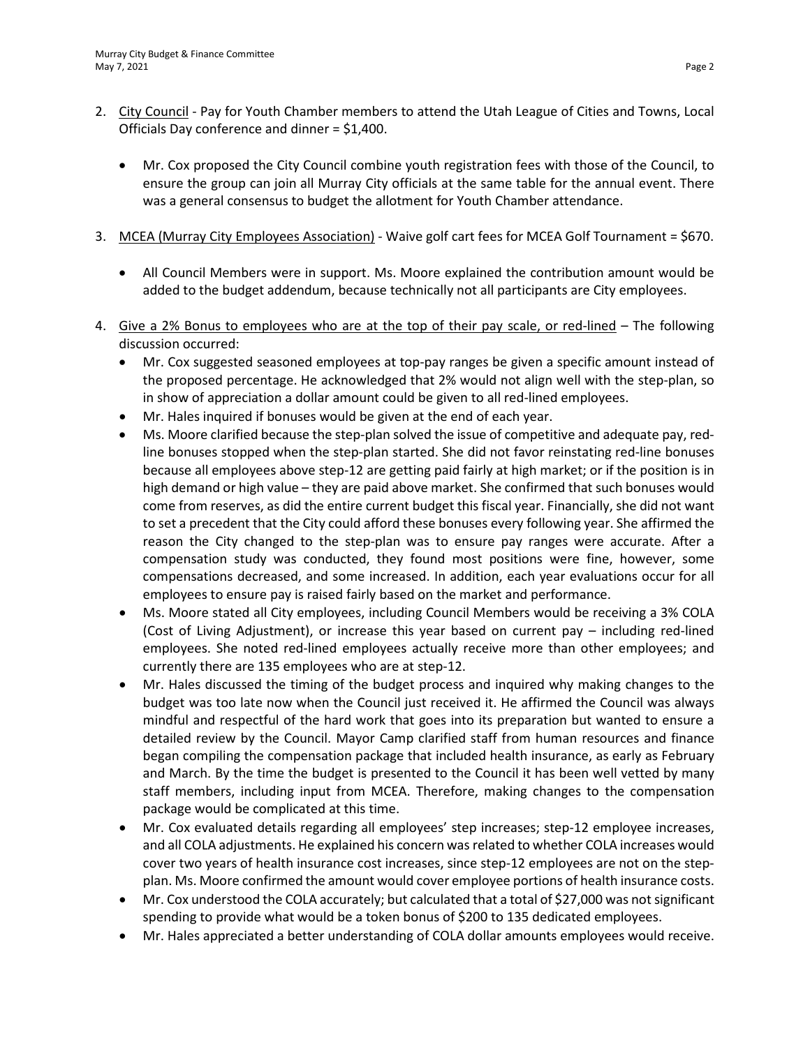2. City Council - Pay for Youth Chamber members to attend the Utah League of Cities and Towns, Local Officials Day conference and dinner = $1,400.

    - Mr. Cox proposed the City Council combine youth registration fees with those of the Council, to ensure the group can join all Murray City officials at the same table for the annual event. There was a general consensus to budget the allotment for Youth Chamber attendance.

3. MCEA (Murray City Employees Association) - Waive golf cart fees for MCEA Golf Tournament = $670.

    - All Council Members were in support. Ms. Moore explained the contribution amount would be added to the budget addendum, because technically not all participants are City employees.

4. Give a 2% Bonus to employees who are at the top of their pay scale, or red-lined – The following discussion occurred:
    - Mr. Cox suggested seasoned employees at top-pay ranges be given a specific amount instead of the proposed percentage. He acknowledged that 2% would not align well with the step-plan, so in show of appreciation a dollar amount could be given to all red-lined employees.
    - Mr. Hales inquired if bonuses would be given at the end of each year.
    - Ms. Moore clarified because the step-plan solved the issue of competitive and adequate pay, red-line bonuses stopped when the step-plan started. She did not favor reinstating red-line bonuses because all employees above step-12 are getting paid fairly at high market; or if the position is in high demand or high value – they are paid above market. She confirmed that such bonuses would come from reserves, as did the entire current budget this fiscal year. Financially, she did not want to set a precedent that the City could afford these bonuses every following year. She affirmed the reason the City changed to the step-plan was to ensure pay ranges were accurate. After a compensation study was conducted, they found most positions were fine, however, some compensations decreased, and some increased. In addition, each year evaluations occur for all employees to ensure pay is raised fairly based on the market and performance.
    - Ms. Moore stated all City employees, including Council Members would be receiving a 3% COLA (Cost of Living Adjustment), or increase this year based on current pay – including red-lined employees. She noted red-lined employees actually receive more than other employees; and currently there are 135 employees who are at step-12.
    - Mr. Hales discussed the timing of the budget process and inquired why making changes to the budget was too late now when the Council just received it. He affirmed the Council was always mindful and respectful of the hard work that goes into its preparation but wanted to ensure a detailed review by the Council. Mayor Camp clarified staff from human resources and finance began compiling the compensation package that included health insurance, as early as February and March. By the time the budget is presented to the Council it has been well vetted by many staff members, including input from MCEA. Therefore, making changes to the compensation package would be complicated at this time.
    - Mr. Cox evaluated details regarding all employees' step increases; step-12 employee increases, and all COLA adjustments. He explained his concern was related to whether COLA increases would cover two years of health insurance cost increases, since step-12 employees are not on the step-plan. Ms. Moore confirmed the amount would cover employee portions of health insurance costs.
    - Mr. Cox understood the COLA accurately; but calculated that a total of $27,000 was not significant spending to provide what would be a token bonus of $200 to 135 dedicated employees.
    - Mr. Hales appreciated a better understanding of COLA dollar amounts employees would receive.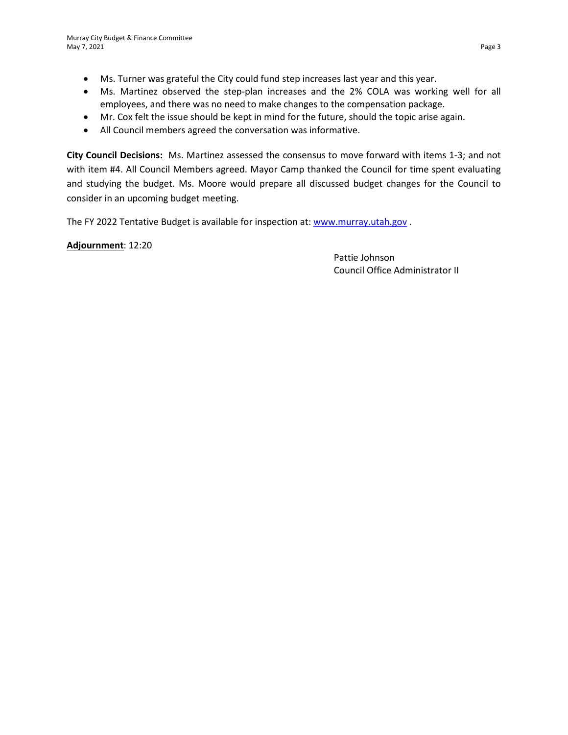- Ms. Turner was grateful the City could fund step increases last year and this year.
- Ms. Martinez observed the step-plan increases and the 2% COLA was working well for all employees, and there was no need to make changes to the compensation package.
- Mr. Cox felt the issue should be kept in mind for the future, should the topic arise again.
- All Council members agreed the conversation was informative.

**City Council Decisions:** Ms. Martinez assessed the consensus to move forward with items 1-3; and not with item #4. All Council Members agreed. Mayor Camp thanked the Council for time spent evaluating and studying the budget. Ms. Moore would prepare all discussed budget changes for the Council to consider in an upcoming budget meeting.

The FY 2022 Tentative Budget is available for inspection at: [www.murray.utah.gov](http://www.murray.utah.gov) .

**Adjournment**: 12:20

Pattie Johnson
Council Office Administrator II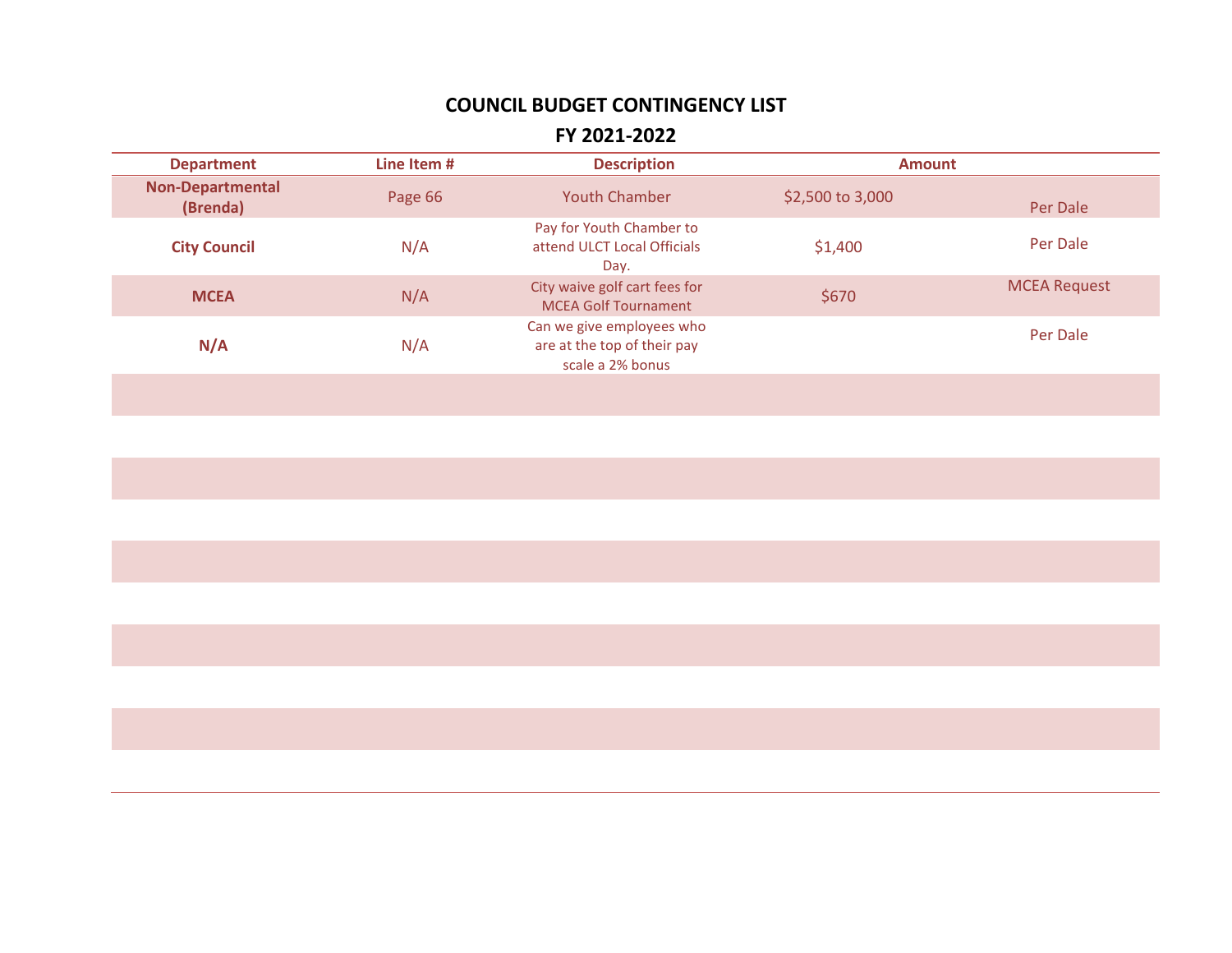# COUNCIL BUDGET CONTINGENCY LIST

## FY 2021-2022

| Department | Line Item # | Description | Amount | |
|---|---|---|---|---|
| **Non-Departmental (Brenda)** | Page 66 | Youth Chamber | $2,500 to 3,000 | Per Dale |
| **City Council** | N/A | Pay for Youth Chamber to attend ULCT Local Officials Day. | $1,400 | Per Dale |
| **MCEA** | N/A | City waive golf cart fees for MCEA Golf Tournament | $670 | MCEA Request |
| **N/A** | N/A | Can we give employees who are at the top of their pay scale a 2% bonus | | Per Dale |
| | | | | |
| | | | | |
| | | | | |
| | | | | |
| | | | | |
| | | | | |
| | | | | |
| | | | | |
| | | | | |